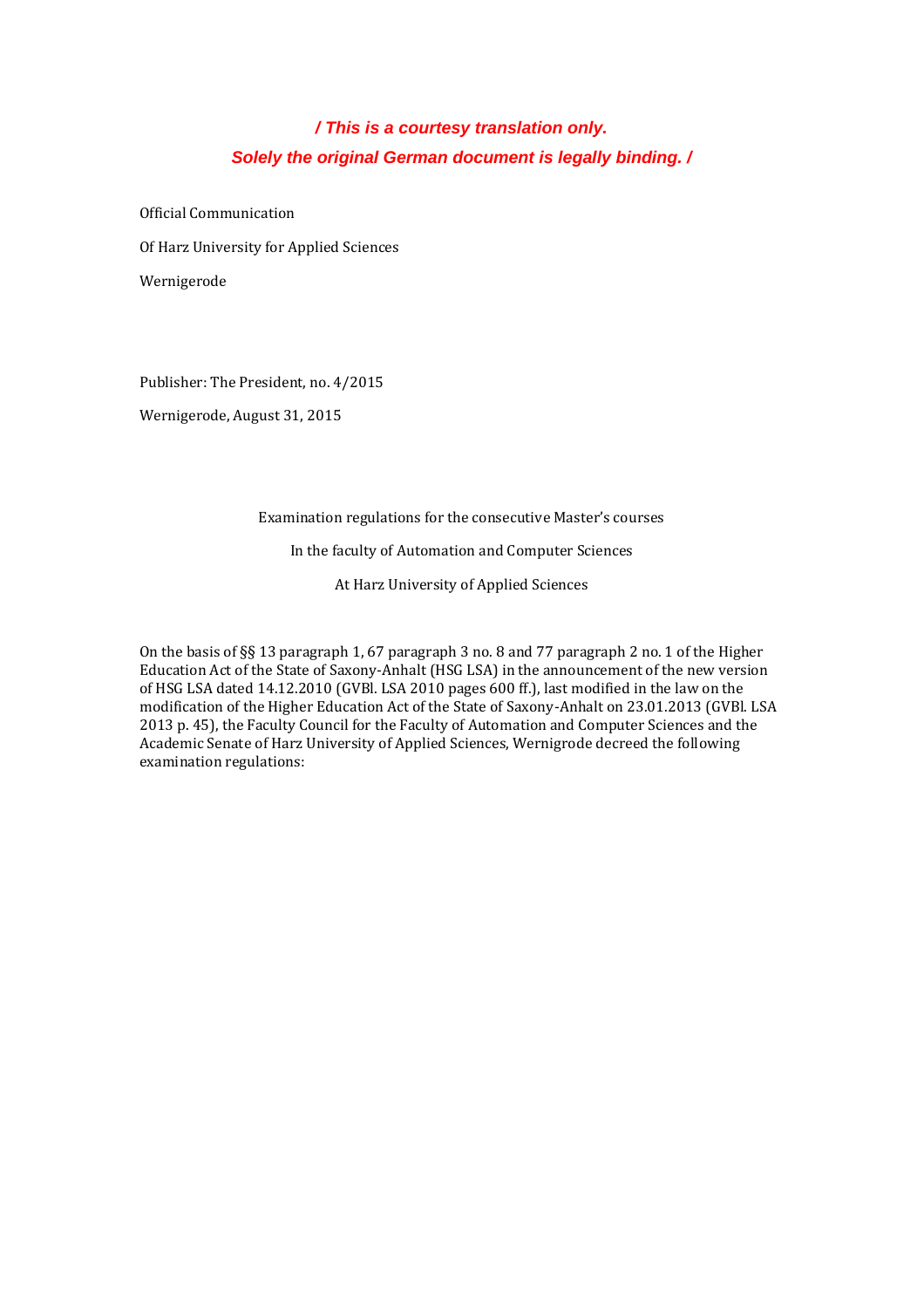***/ This is a courtesy translation only.***

***Solely the original German document is legally binding. /***

Official Communication

Of Harz University for Applied Sciences

Wernigerode

Publisher: The President, no. 4/2015

Wernigerode, August 31, 2015

Examination regulations for the consecutive Master's courses

In the faculty of Automation and Computer Sciences

At Harz University of Applied Sciences

On the basis of §§ 13 paragraph 1, 67 paragraph 3 no. 8 and 77 paragraph 2 no. 1 of the Higher Education Act of the State of Saxony-Anhalt (HSG LSA) in the announcement of the new version of HSG LSA dated 14.12.2010 (GVBl. LSA 2010 pages 600 ff.), last modified in the law on the modification of the Higher Education Act of the State of Saxony-Anhalt on 23.01.2013 (GVBl. LSA 2013 p. 45), the Faculty Council for the Faculty of Automation and Computer Sciences and the Academic Senate of Harz University of Applied Sciences, Wernigrode decreed the following examination regulations: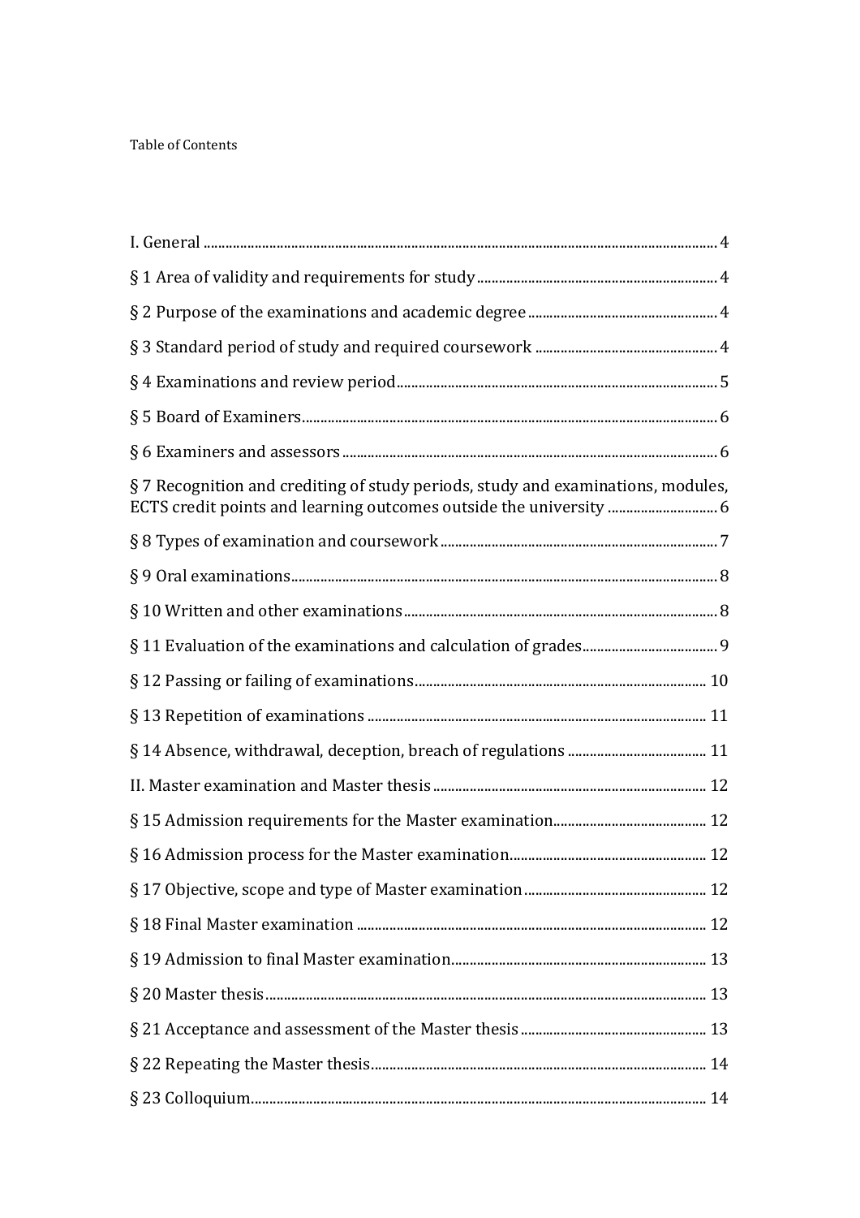Table of Contents

I. General ........................................................................................................................................ 4

§ 1 Area of validity and requirements for study ................................................................. 4

§ 2 Purpose of the examinations and academic degree ................................................... 4

§ 3 Standard period of study and required coursework ................................................. 4

§ 4 Examinations and review period ..................................................................................... 5

§ 5 Board of Examiners .............................................................................................................. 6

§ 6 Examiners and assessors ................................................................................................... 6

§ 7 Recognition and crediting of study periods, study and examinations, modules, ECTS credit points and learning outcomes outside the university ............................. 6

§ 8 Types of examination and coursework .......................................................................... 7

§ 9 Oral examinations ................................................................................................................. 8

§ 10 Written and other examinations .................................................................................... 8

§ 11 Evaluation of the examinations and calculation of grades .................................... 9

§ 12 Passing or failing of examinations ............................................................................... 10

§ 13 Repetition of examinations ........................................................................................... 11

§ 14 Absence, withdrawal, deception, breach of regulations ..................................... 11

II. Master examination and Master thesis ......................................................................... 12

§ 15 Admission requirements for the Master examination ......................................... 12

§ 16 Admission process for the Master examination ..................................................... 12

§ 17 Objective, scope and type of Master examination ................................................. 12

§ 18 Final Master examination .............................................................................................. 12

§ 19 Admission to final Master examination ..................................................................... 13

§ 20 Master thesis ....................................................................................................................... 13

§ 21 Acceptance and assessment of the Master thesis .................................................. 13

§ 22 Repeating the Master thesis .......................................................................................... 14

§ 23 Colloquium ........................................................................................................................... 14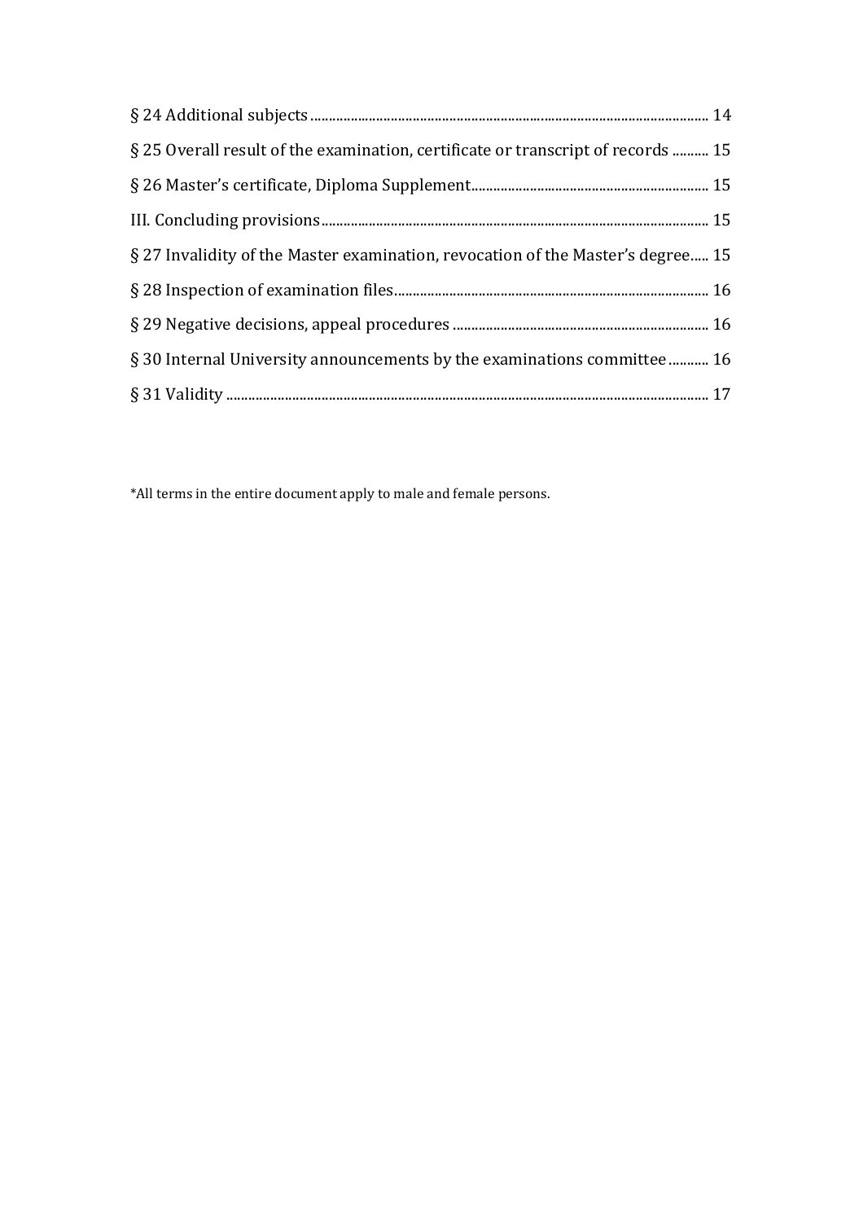§ 24 Additional subjects ........................................................................................................ 14

§ 25 Overall result of the examination, certificate or transcript of records .......... 15

§ 26 Master's certificate, Diploma Supplement................................................................ 15

III. Concluding provisions......................................................................................................... 15

§ 27 Invalidity of the Master examination, revocation of the Master's degree..... 15

§ 28 Inspection of examination files...................................................................................... 16

§ 29 Negative decisions, appeal procedures ...................................................................... 16

§ 30 Internal University announcements by the examinations committee ........... 16

§ 31 Validity .................................................................................................................................... 17

*All terms in the entire document apply to male and female persons.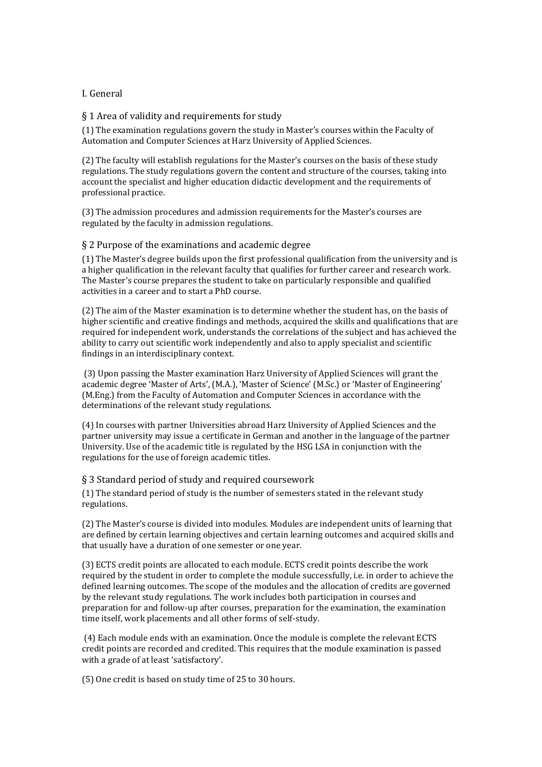# I. General

## § 1 Area of validity and requirements for study

(1) The examination regulations govern the study in Master's courses within the Faculty of Automation and Computer Sciences at Harz University of Applied Sciences.

(2) The faculty will establish regulations for the Master's courses on the basis of these study regulations. The study regulations govern the content and structure of the courses, taking into account the specialist and higher education didactic development and the requirements of professional practice.

(3) The admission procedures and admission requirements for the Master's courses are regulated by the faculty in admission regulations.

## § 2 Purpose of the examinations and academic degree

(1) The Master's degree builds upon the first professional qualification from the university and is a higher qualification in the relevant faculty that qualifies for further career and research work. The Master's course prepares the student to take on particularly responsible and qualified activities in a career and to start a PhD course.

(2) The aim of the Master examination is to determine whether the student has, on the basis of higher scientific and creative findings and methods, acquired the skills and qualifications that are required for independent work, understands the correlations of the subject and has achieved the ability to carry out scientific work independently and also to apply specialist and scientific findings in an interdisciplinary context.

(3) Upon passing the Master examination Harz University of Applied Sciences will grant the academic degree 'Master of Arts', (M.A.), 'Master of Science' (M.Sc.) or 'Master of Engineering' (M.Eng.) from the Faculty of Automation and Computer Sciences in accordance with the determinations of the relevant study regulations.

(4) In courses with partner Universities abroad Harz University of Applied Sciences and the partner university may issue a certificate in German and another in the language of the partner University. Use of the academic title is regulated by the HSG LSA in conjunction with the regulations for the use of foreign academic titles.

## § 3 Standard period of study and required coursework

(1) The standard period of study is the number of semesters stated in the relevant study regulations.

(2) The Master's course is divided into modules. Modules are independent units of learning that are defined by certain learning objectives and certain learning outcomes and acquired skills and that usually have a duration of one semester or one year.

(3) ECTS credit points are allocated to each module. ECTS credit points describe the work required by the student in order to complete the module successfully, i.e. in order to achieve the defined learning outcomes. The scope of the modules and the allocation of credits are governed by the relevant study regulations. The work includes both participation in courses and preparation for and follow-up after courses, preparation for the examination, the examination time itself, work placements and all other forms of self-study.

(4) Each module ends with an examination. Once the module is complete the relevant ECTS credit points are recorded and credited. This requires that the module examination is passed with a grade of at least 'satisfactory'.

(5) One credit is based on study time of 25 to 30 hours.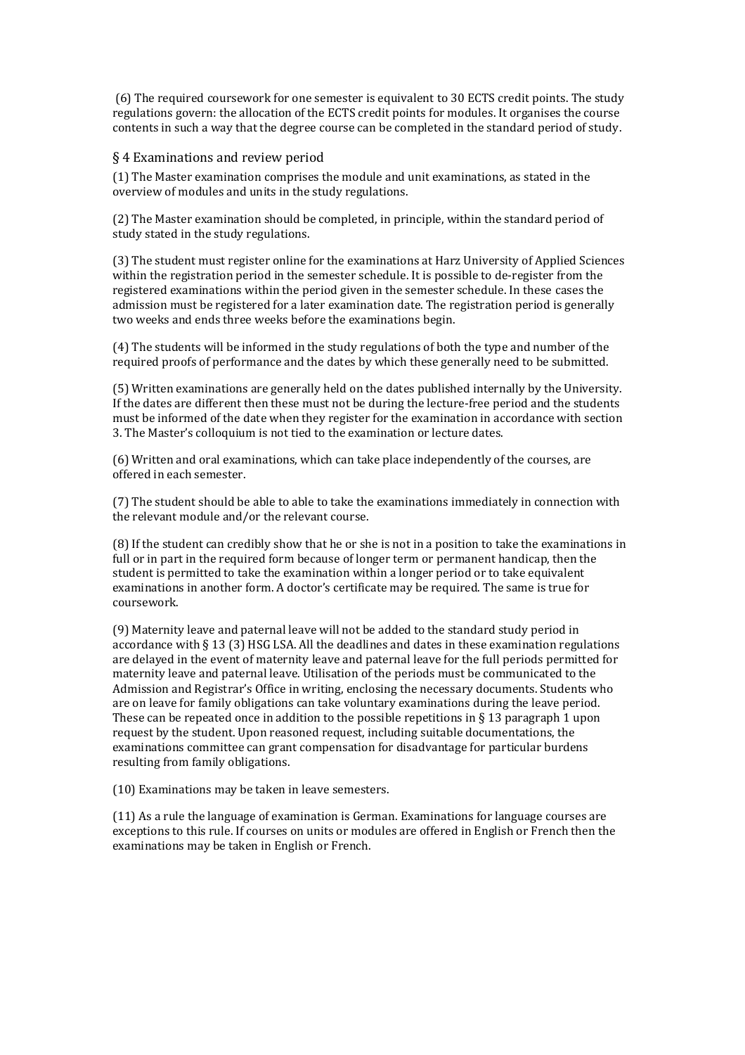(6) The required coursework for one semester is equivalent to 30 ECTS credit points. The study regulations govern: the allocation of the ECTS credit points for modules. It organises the course contents in such a way that the degree course can be completed in the standard period of study.

## § 4 Examinations and review period

(1) The Master examination comprises the module and unit examinations, as stated in the overview of modules and units in the study regulations.

(2) The Master examination should be completed, in principle, within the standard period of study stated in the study regulations.

(3) The student must register online for the examinations at Harz University of Applied Sciences within the registration period in the semester schedule. It is possible to de-register from the registered examinations within the period given in the semester schedule. In these cases the admission must be registered for a later examination date. The registration period is generally two weeks and ends three weeks before the examinations begin.

(4) The students will be informed in the study regulations of both the type and number of the required proofs of performance and the dates by which these generally need to be submitted.

(5) Written examinations are generally held on the dates published internally by the University. If the dates are different then these must not be during the lecture-free period and the students must be informed of the date when they register for the examination in accordance with section 3. The Master's colloquium is not tied to the examination or lecture dates.

(6) Written and oral examinations, which can take place independently of the courses, are offered in each semester.

(7) The student should be able to able to take the examinations immediately in connection with the relevant module and/or the relevant course.

(8) If the student can credibly show that he or she is not in a position to take the examinations in full or in part in the required form because of longer term or permanent handicap, then the student is permitted to take the examination within a longer period or to take equivalent examinations in another form. A doctor's certificate may be required. The same is true for coursework.

(9) Maternity leave and paternal leave will not be added to the standard study period in accordance with § 13 (3) HSG LSA. All the deadlines and dates in these examination regulations are delayed in the event of maternity leave and paternal leave for the full periods permitted for maternity leave and paternal leave. Utilisation of the periods must be communicated to the Admission and Registrar's Office in writing, enclosing the necessary documents. Students who are on leave for family obligations can take voluntary examinations during the leave period. These can be repeated once in addition to the possible repetitions in § 13 paragraph 1 upon request by the student. Upon reasoned request, including suitable documentations, the examinations committee can grant compensation for disadvantage for particular burdens resulting from family obligations.

(10) Examinations may be taken in leave semesters.

(11) As a rule the language of examination is German. Examinations for language courses are exceptions to this rule. If courses on units or modules are offered in English or French then the examinations may be taken in English or French.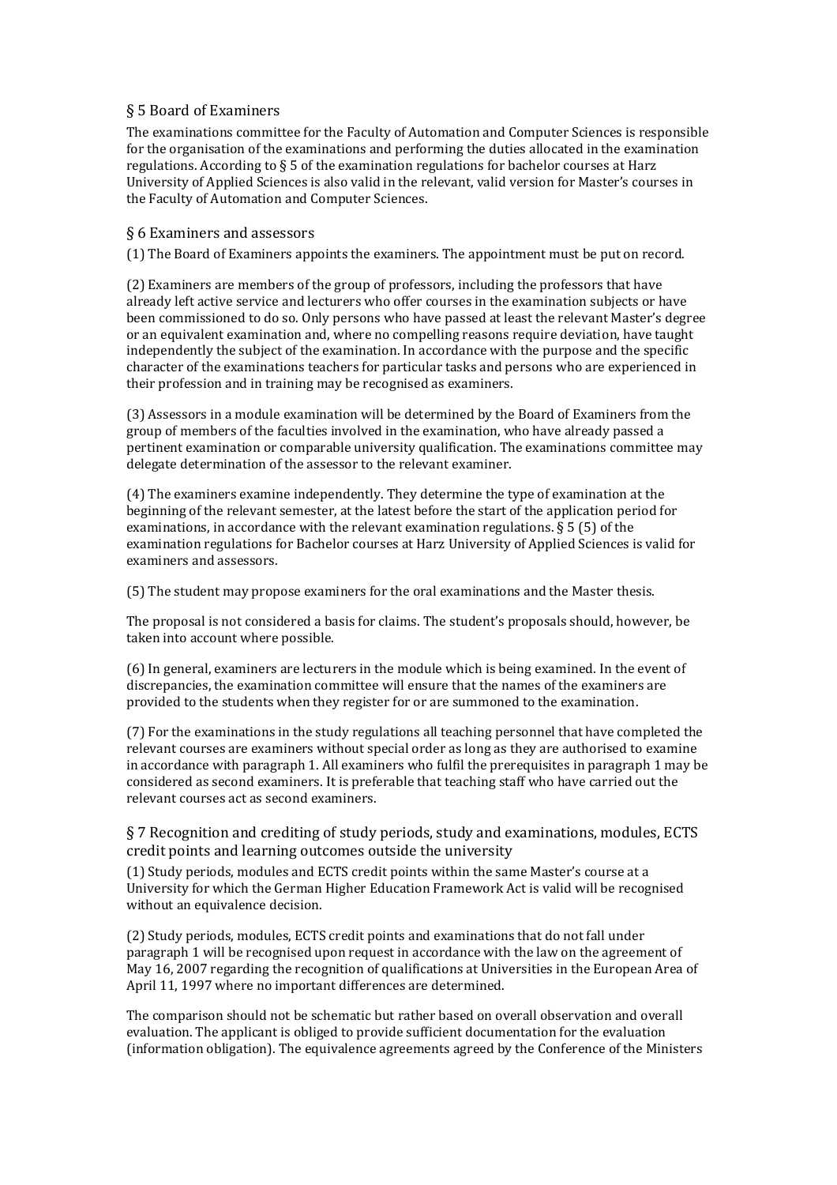## § 5 Board of Examiners

The examinations committee for the Faculty of Automation and Computer Sciences is responsible for the organisation of the examinations and performing the duties allocated in the examination regulations. According to § 5 of the examination regulations for bachelor courses at Harz University of Applied Sciences is also valid in the relevant, valid version for Master's courses in the Faculty of Automation and Computer Sciences.

## § 6 Examiners and assessors

(1) The Board of Examiners appoints the examiners. The appointment must be put on record.

(2) Examiners are members of the group of professors, including the professors that have already left active service and lecturers who offer courses in the examination subjects or have been commissioned to do so. Only persons who have passed at least the relevant Master's degree or an equivalent examination and, where no compelling reasons require deviation, have taught independently the subject of the examination. In accordance with the purpose and the specific character of the examinations teachers for particular tasks and persons who are experienced in their profession and in training may be recognised as examiners.

(3) Assessors in a module examination will be determined by the Board of Examiners from the group of members of the faculties involved in the examination, who have already passed a pertinent examination or comparable university qualification. The examinations committee may delegate determination of the assessor to the relevant examiner.

(4) The examiners examine independently. They determine the type of examination at the beginning of the relevant semester, at the latest before the start of the application period for examinations, in accordance with the relevant examination regulations. § 5 (5) of the examination regulations for Bachelor courses at Harz University of Applied Sciences is valid for examiners and assessors.

(5) The student may propose examiners for the oral examinations and the Master thesis.

The proposal is not considered a basis for claims. The student's proposals should, however, be taken into account where possible.

(6) In general, examiners are lecturers in the module which is being examined. In the event of discrepancies, the examination committee will ensure that the names of the examiners are provided to the students when they register for or are summoned to the examination.

(7) For the examinations in the study regulations all teaching personnel that have completed the relevant courses are examiners without special order as long as they are authorised to examine in accordance with paragraph 1. All examiners who fulfil the prerequisites in paragraph 1 may be considered as second examiners. It is preferable that teaching staff who have carried out the relevant courses act as second examiners.

## § 7 Recognition and crediting of study periods, study and examinations, modules, ECTS credit points and learning outcomes outside the university

(1) Study periods, modules and ECTS credit points within the same Master's course at a University for which the German Higher Education Framework Act is valid will be recognised without an equivalence decision.

(2) Study periods, modules, ECTS credit points and examinations that do not fall under paragraph 1 will be recognised upon request in accordance with the law on the agreement of May 16, 2007 regarding the recognition of qualifications at Universities in the European Area of April 11, 1997 where no important differences are determined.

The comparison should not be schematic but rather based on overall observation and overall evaluation. The applicant is obliged to provide sufficient documentation for the evaluation (information obligation). The equivalence agreements agreed by the Conference of the Ministers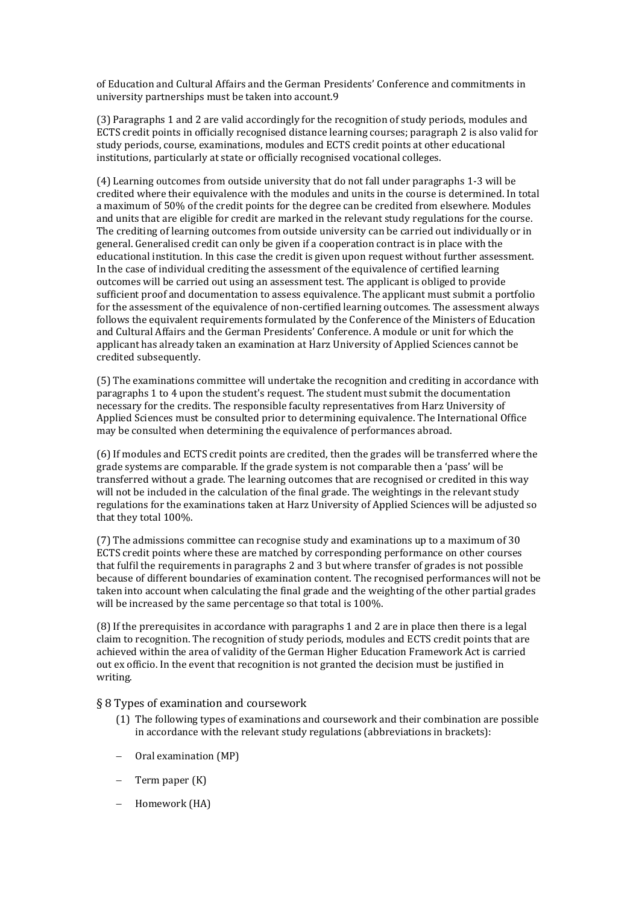of Education and Cultural Affairs and the German Presidents' Conference and commitments in university partnerships must be taken into account.[9]

(3) Paragraphs 1 and 2 are valid accordingly for the recognition of study periods, modules and ECTS credit points in officially recognised distance learning courses; paragraph 2 is also valid for study periods, course, examinations, modules and ECTS credit points at other educational institutions, particularly at state or officially recognised vocational colleges.

(4) Learning outcomes from outside university that do not fall under paragraphs 1-3 will be credited where their equivalence with the modules and units in the course is determined. In total a maximum of 50% of the credit points for the degree can be credited from elsewhere. Modules and units that are eligible for credit are marked in the relevant study regulations for the course. The crediting of learning outcomes from outside university can be carried out individually or in general. Generalised credit can only be given if a cooperation contract is in place with the educational institution. In this case the credit is given upon request without further assessment. In the case of individual crediting the assessment of the equivalence of certified learning outcomes will be carried out using an assessment test. The applicant is obliged to provide sufficient proof and documentation to assess equivalence. The applicant must submit a portfolio for the assessment of the equivalence of non-certified learning outcomes. The assessment always follows the equivalent requirements formulated by the Conference of the Ministers of Education and Cultural Affairs and the German Presidents' Conference. A module or unit for which the applicant has already taken an examination at Harz University of Applied Sciences cannot be credited subsequently.

(5) The examinations committee will undertake the recognition and crediting in accordance with paragraphs 1 to 4 upon the student's request. The student must submit the documentation necessary for the credits. The responsible faculty representatives from Harz University of Applied Sciences must be consulted prior to determining equivalence. The International Office may be consulted when determining the equivalence of performances abroad.

(6) If modules and ECTS credit points are credited, then the grades will be transferred where the grade systems are comparable. If the grade system is not comparable then a 'pass' will be transferred without a grade. The learning outcomes that are recognised or credited in this way will not be included in the calculation of the final grade. The weightings in the relevant study regulations for the examinations taken at Harz University of Applied Sciences will be adjusted so that they total 100%.

(7) The admissions committee can recognise study and examinations up to a maximum of 30 ECTS credit points where these are matched by corresponding performance on other courses that fulfil the requirements in paragraphs 2 and 3 but where transfer of grades is not possible because of different boundaries of examination content. The recognised performances will not be taken into account when calculating the final grade and the weighting of the other partial grades will be increased by the same percentage so that total is 100%.

(8) If the prerequisites in accordance with paragraphs 1 and 2 are in place then there is a legal claim to recognition. The recognition of study periods, modules and ECTS credit points that are achieved within the area of validity of the German Higher Education Framework Act is carried out ex officio. In the event that recognition is not granted the decision must be justified in writing.

## § 8 Types of examination and coursework

(1) The following types of examinations and coursework and their combination are possible in accordance with the relevant study regulations (abbreviations in brackets):

- Oral examination (MP)
- Term paper (K)
- Homework (HA)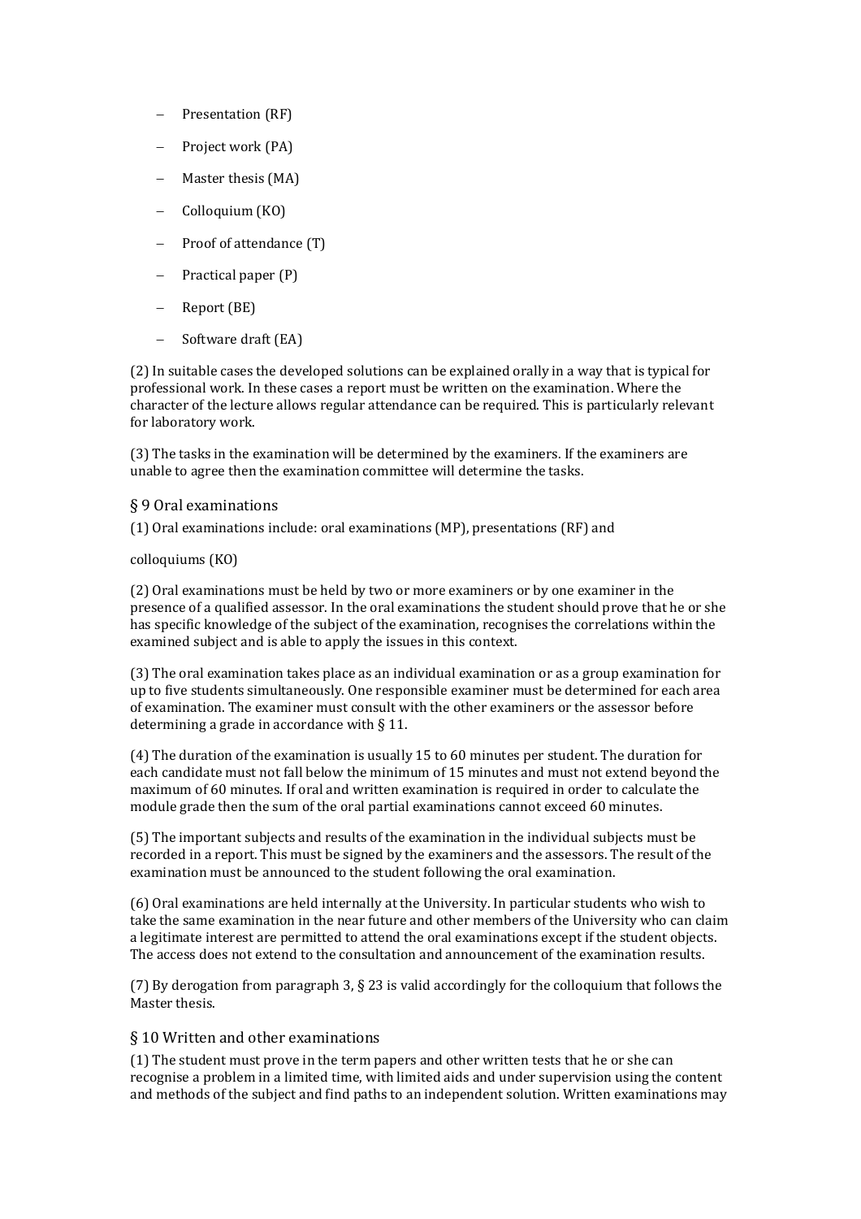- Presentation (RF)
- Project work (PA)
- Master thesis (MA)
- Colloquium (KO)
- Proof of attendance (T)
- Practical paper (P)
- Report (BE)
- Software draft (EA)

(2) In suitable cases the developed solutions can be explained orally in a way that is typical for professional work. In these cases a report must be written on the examination. Where the character of the lecture allows regular attendance can be required. This is particularly relevant for laboratory work.

(3) The tasks in the examination will be determined by the examiners. If the examiners are unable to agree then the examination committee will determine the tasks.

## § 9 Oral examinations

(1) Oral examinations include: oral examinations (MP), presentations (RF) and

colloquiums (KO)

(2) Oral examinations must be held by two or more examiners or by one examiner in the presence of a qualified assessor. In the oral examinations the student should prove that he or she has specific knowledge of the subject of the examination, recognises the correlations within the examined subject and is able to apply the issues in this context.

(3) The oral examination takes place as an individual examination or as a group examination for up to five students simultaneously. One responsible examiner must be determined for each area of examination. The examiner must consult with the other examiners or the assessor before determining a grade in accordance with § 11.

(4) The duration of the examination is usually 15 to 60 minutes per student. The duration for each candidate must not fall below the minimum of 15 minutes and must not extend beyond the maximum of 60 minutes. If oral and written examination is required in order to calculate the module grade then the sum of the oral partial examinations cannot exceed 60 minutes.

(5) The important subjects and results of the examination in the individual subjects must be recorded in a report. This must be signed by the examiners and the assessors. The result of the examination must be announced to the student following the oral examination.

(6) Oral examinations are held internally at the University. In particular students who wish to take the same examination in the near future and other members of the University who can claim a legitimate interest are permitted to attend the oral examinations except if the student objects. The access does not extend to the consultation and announcement of the examination results.

(7) By derogation from paragraph 3, § 23 is valid accordingly for the colloquium that follows the Master thesis.

## § 10 Written and other examinations

(1) The student must prove in the term papers and other written tests that he or she can recognise a problem in a limited time, with limited aids and under supervision using the content and methods of the subject and find paths to an independent solution. Written examinations may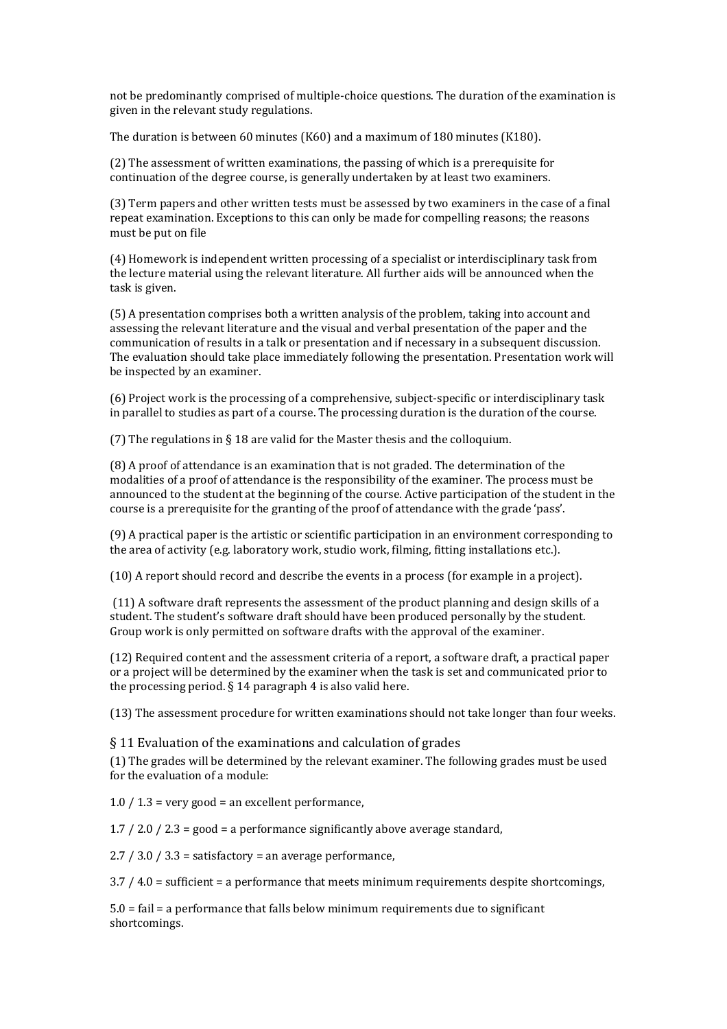not be predominantly comprised of multiple-choice questions. The duration of the examination is given in the relevant study regulations.

The duration is between 60 minutes (K60) and a maximum of 180 minutes (K180).

(2) The assessment of written examinations, the passing of which is a prerequisite for continuation of the degree course, is generally undertaken by at least two examiners.

(3) Term papers and other written tests must be assessed by two examiners in the case of a final repeat examination. Exceptions to this can only be made for compelling reasons; the reasons must be put on file

(4) Homework is independent written processing of a specialist or interdisciplinary task from the lecture material using the relevant literature. All further aids will be announced when the task is given.

(5) A presentation comprises both a written analysis of the problem, taking into account and assessing the relevant literature and the visual and verbal presentation of the paper and the communication of results in a talk or presentation and if necessary in a subsequent discussion. The evaluation should take place immediately following the presentation. Presentation work will be inspected by an examiner.

(6) Project work is the processing of a comprehensive, subject-specific or interdisciplinary task in parallel to studies as part of a course. The processing duration is the duration of the course.

(7) The regulations in § 18 are valid for the Master thesis and the colloquium.

(8) A proof of attendance is an examination that is not graded. The determination of the modalities of a proof of attendance is the responsibility of the examiner. The process must be announced to the student at the beginning of the course. Active participation of the student in the course is a prerequisite for the granting of the proof of attendance with the grade 'pass'.

(9) A practical paper is the artistic or scientific participation in an environment corresponding to the area of activity (e.g. laboratory work, studio work, filming, fitting installations etc.).

(10) A report should record and describe the events in a process (for example in a project).

(11) A software draft represents the assessment of the product planning and design skills of a student. The student's software draft should have been produced personally by the student. Group work is only permitted on software drafts with the approval of the examiner.

(12) Required content and the assessment criteria of a report, a software draft, a practical paper or a project will be determined by the examiner when the task is set and communicated prior to the processing period. § 14 paragraph 4 is also valid here.

(13) The assessment procedure for written examinations should not take longer than four weeks.

## § 11 Evaluation of the examinations and calculation of grades

(1) The grades will be determined by the relevant examiner. The following grades must be used for the evaluation of a module:

1.0 / 1.3 = very good = an excellent performance,

1.7 / 2.0 / 2.3 = good = a performance significantly above average standard,

2.7 / 3.0 / 3.3 = satisfactory = an average performance,

3.7 / 4.0 = sufficient = a performance that meets minimum requirements despite shortcomings,

5.0 = fail = a performance that falls below minimum requirements due to significant shortcomings.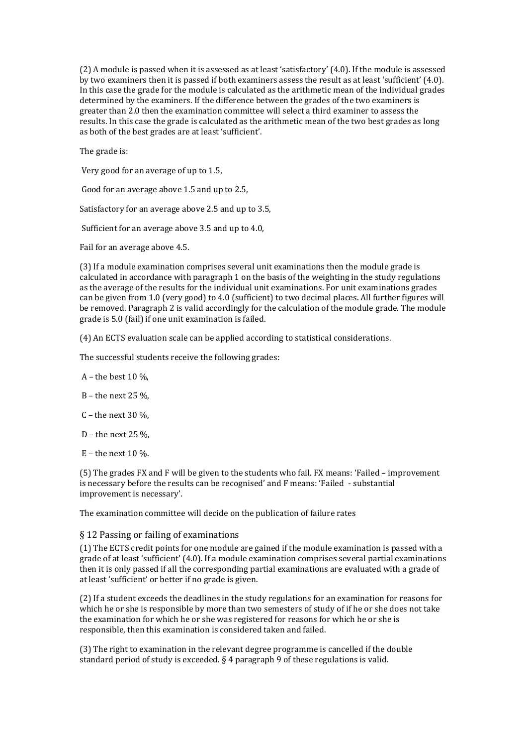(2) A module is passed when it is assessed as at least 'satisfactory' (4.0). If the module is assessed by two examiners then it is passed if both examiners assess the result as at least 'sufficient' (4.0). In this case the grade for the module is calculated as the arithmetic mean of the individual grades determined by the examiners. If the difference between the grades of the two examiners is greater than 2.0 then the examination committee will select a third examiner to assess the results. In this case the grade is calculated as the arithmetic mean of the two best grades as long as both of the best grades are at least 'sufficient'.

The grade is:

Very good for an average of up to 1.5,

Good for an average above 1.5 and up to 2.5,

Satisfactory for an average above 2.5 and up to 3.5,

Sufficient for an average above 3.5 and up to 4.0,

Fail for an average above 4.5.

(3) If a module examination comprises several unit examinations then the module grade is calculated in accordance with paragraph 1 on the basis of the weighting in the study regulations as the average of the results for the individual unit examinations. For unit examinations grades can be given from 1.0 (very good) to 4.0 (sufficient) to two decimal places. All further figures will be removed. Paragraph 2 is valid accordingly for the calculation of the module grade. The module grade is 5.0 (fail) if one unit examination is failed.

(4) An ECTS evaluation scale can be applied according to statistical considerations.

The successful students receive the following grades:

A – the best 10 %,

B – the next 25 %,

C – the next 30 %,

D – the next 25 %,

E – the next 10 %.

(5) The grades FX and F will be given to the students who fail. FX means: 'Failed – improvement is necessary before the results can be recognised' and F means: 'Failed - substantial improvement is necessary'.

The examination committee will decide on the publication of failure rates

## § 12 Passing or failing of examinations

(1) The ECTS credit points for one module are gained if the module examination is passed with a grade of at least 'sufficient' (4.0). If a module examination comprises several partial examinations then it is only passed if all the corresponding partial examinations are evaluated with a grade of at least 'sufficient' or better if no grade is given.

(2) If a student exceeds the deadlines in the study regulations for an examination for reasons for which he or she is responsible by more than two semesters of study of if he or she does not take the examination for which he or she was registered for reasons for which he or she is responsible, then this examination is considered taken and failed.

(3) The right to examination in the relevant degree programme is cancelled if the double standard period of study is exceeded. § 4 paragraph 9 of these regulations is valid.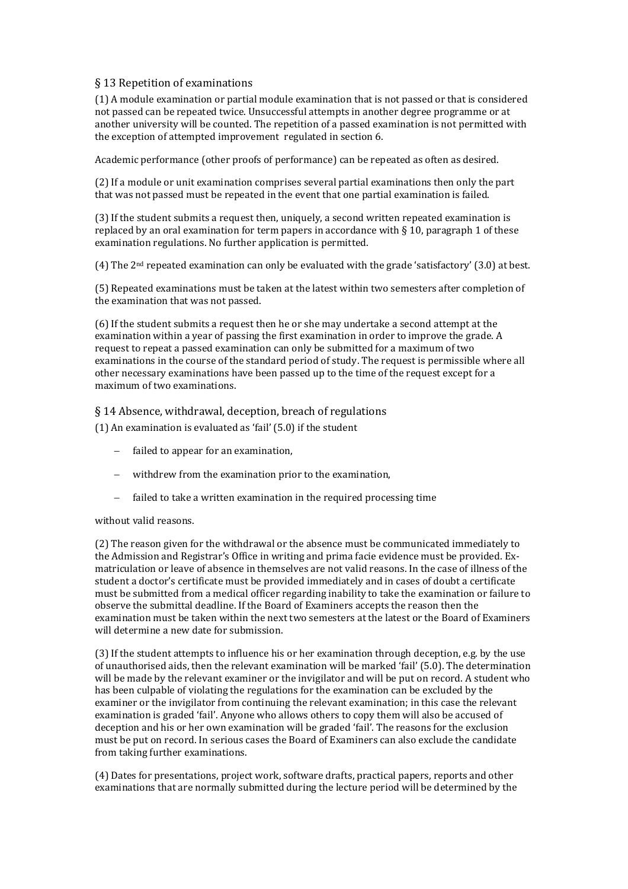## § 13 Repetition of examinations

(1) A module examination or partial module examination that is not passed or that is considered not passed can be repeated twice. Unsuccessful attempts in another degree programme or at another university will be counted. The repetition of a passed examination is not permitted with the exception of attempted improvement regulated in section 6.

Academic performance (other proofs of performance) can be repeated as often as desired.

(2) If a module or unit examination comprises several partial examinations then only the part that was not passed must be repeated in the event that one partial examination is failed.

(3) If the student submits a request then, uniquely, a second written repeated examination is replaced by an oral examination for term papers in accordance with § 10, paragraph 1 of these examination regulations. No further application is permitted.

(4) The 2nd repeated examination can only be evaluated with the grade 'satisfactory' (3.0) at best.

(5) Repeated examinations must be taken at the latest within two semesters after completion of the examination that was not passed.

(6) If the student submits a request then he or she may undertake a second attempt at the examination within a year of passing the first examination in order to improve the grade. A request to repeat a passed examination can only be submitted for a maximum of two examinations in the course of the standard period of study. The request is permissible where all other necessary examinations have been passed up to the time of the request except for a maximum of two examinations.

## § 14 Absence, withdrawal, deception, breach of regulations

(1) An examination is evaluated as 'fail' (5.0) if the student

- failed to appear for an examination,
- withdrew from the examination prior to the examination,
- failed to take a written examination in the required processing time

without valid reasons.

(2) The reason given for the withdrawal or the absence must be communicated immediately to the Admission and Registrar's Office in writing and prima facie evidence must be provided. Ex-matriculation or leave of absence in themselves are not valid reasons. In the case of illness of the student a doctor's certificate must be provided immediately and in cases of doubt a certificate must be submitted from a medical officer regarding inability to take the examination or failure to observe the submittal deadline. If the Board of Examiners accepts the reason then the examination must be taken within the next two semesters at the latest or the Board of Examiners will determine a new date for submission.

(3) If the student attempts to influence his or her examination through deception, e.g. by the use of unauthorised aids, then the relevant examination will be marked 'fail' (5.0). The determination will be made by the relevant examiner or the invigilator and will be put on record. A student who has been culpable of violating the regulations for the examination can be excluded by the examiner or the invigilator from continuing the relevant examination; in this case the relevant examination is graded 'fail'. Anyone who allows others to copy them will also be accused of deception and his or her own examination will be graded 'fail'. The reasons for the exclusion must be put on record. In serious cases the Board of Examiners can also exclude the candidate from taking further examinations.

(4) Dates for presentations, project work, software drafts, practical papers, reports and other examinations that are normally submitted during the lecture period will be determined by the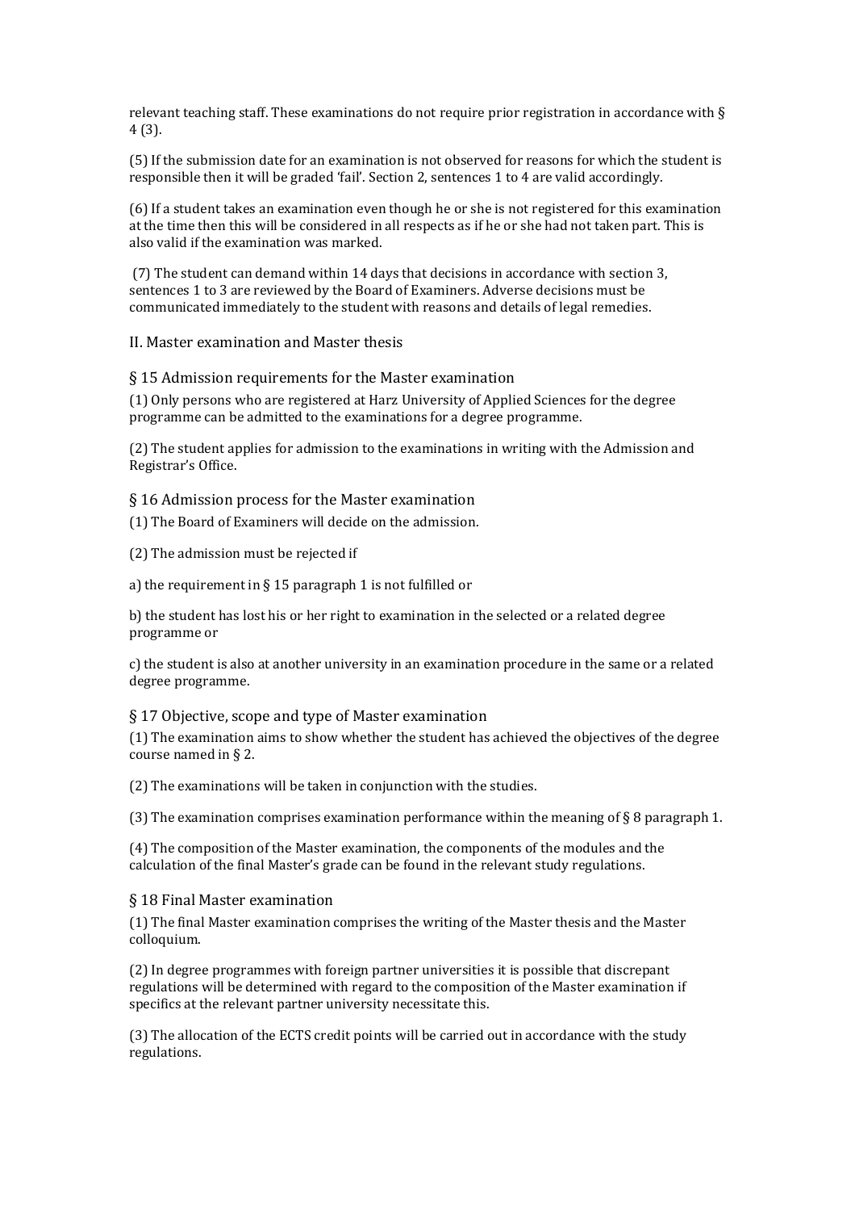relevant teaching staff. These examinations do not require prior registration in accordance with § 4 (3).

(5) If the submission date for an examination is not observed for reasons for which the student is responsible then it will be graded 'fail'. Section 2, sentences 1 to 4 are valid accordingly.

(6) If a student takes an examination even though he or she is not registered for this examination at the time then this will be considered in all respects as if he or she had not taken part. This is also valid if the examination was marked.

(7) The student can demand within 14 days that decisions in accordance with section 3, sentences 1 to 3 are reviewed by the Board of Examiners. Adverse decisions must be communicated immediately to the student with reasons and details of legal remedies.

## II. Master examination and Master thesis

### § 15 Admission requirements for the Master examination

(1) Only persons who are registered at Harz University of Applied Sciences for the degree programme can be admitted to the examinations for a degree programme.

(2) The student applies for admission to the examinations in writing with the Admission and Registrar's Office.

### § 16 Admission process for the Master examination

(1) The Board of Examiners will decide on the admission.

(2) The admission must be rejected if

a) the requirement in § 15 paragraph 1 is not fulfilled or

b) the student has lost his or her right to examination in the selected or a related degree programme or

c) the student is also at another university in an examination procedure in the same or a related degree programme.

### § 17 Objective, scope and type of Master examination

(1) The examination aims to show whether the student has achieved the objectives of the degree course named in § 2.

(2) The examinations will be taken in conjunction with the studies.

(3) The examination comprises examination performance within the meaning of § 8 paragraph 1.

(4) The composition of the Master examination, the components of the modules and the calculation of the final Master's grade can be found in the relevant study regulations.

### § 18 Final Master examination

(1) The final Master examination comprises the writing of the Master thesis and the Master colloquium.

(2) In degree programmes with foreign partner universities it is possible that discrepant regulations will be determined with regard to the composition of the Master examination if specifics at the relevant partner university necessitate this.

(3) The allocation of the ECTS credit points will be carried out in accordance with the study regulations.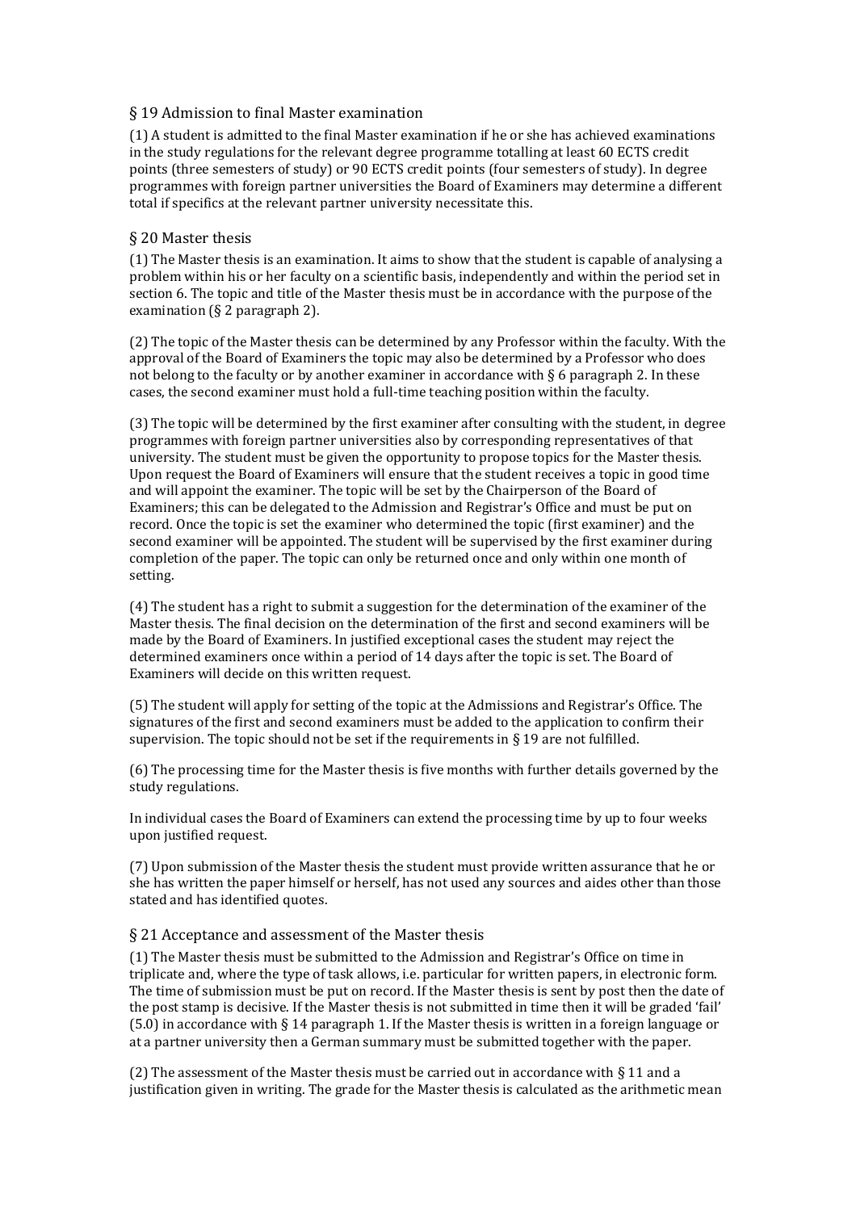## § 19 Admission to final Master examination

(1) A student is admitted to the final Master examination if he or she has achieved examinations in the study regulations for the relevant degree programme totalling at least 60 ECTS credit points (three semesters of study) or 90 ECTS credit points (four semesters of study). In degree programmes with foreign partner universities the Board of Examiners may determine a different total if specifics at the relevant partner university necessitate this.

## § 20 Master thesis

(1) The Master thesis is an examination. It aims to show that the student is capable of analysing a problem within his or her faculty on a scientific basis, independently and within the period set in section 6. The topic and title of the Master thesis must be in accordance with the purpose of the examination (§ 2 paragraph 2).

(2) The topic of the Master thesis can be determined by any Professor within the faculty. With the approval of the Board of Examiners the topic may also be determined by a Professor who does not belong to the faculty or by another examiner in accordance with § 6 paragraph 2. In these cases, the second examiner must hold a full-time teaching position within the faculty.

(3) The topic will be determined by the first examiner after consulting with the student, in degree programmes with foreign partner universities also by corresponding representatives of that university. The student must be given the opportunity to propose topics for the Master thesis. Upon request the Board of Examiners will ensure that the student receives a topic in good time and will appoint the examiner. The topic will be set by the Chairperson of the Board of Examiners; this can be delegated to the Admission and Registrar's Office and must be put on record. Once the topic is set the examiner who determined the topic (first examiner) and the second examiner will be appointed. The student will be supervised by the first examiner during completion of the paper. The topic can only be returned once and only within one month of setting.

(4) The student has a right to submit a suggestion for the determination of the examiner of the Master thesis. The final decision on the determination of the first and second examiners will be made by the Board of Examiners. In justified exceptional cases the student may reject the determined examiners once within a period of 14 days after the topic is set. The Board of Examiners will decide on this written request.

(5) The student will apply for setting of the topic at the Admissions and Registrar's Office. The signatures of the first and second examiners must be added to the application to confirm their supervision. The topic should not be set if the requirements in § 19 are not fulfilled.

(6) The processing time for the Master thesis is five months with further details governed by the study regulations.

In individual cases the Board of Examiners can extend the processing time by up to four weeks upon justified request.

(7) Upon submission of the Master thesis the student must provide written assurance that he or she has written the paper himself or herself, has not used any sources and aides other than those stated and has identified quotes.

## § 21 Acceptance and assessment of the Master thesis

(1) The Master thesis must be submitted to the Admission and Registrar's Office on time in triplicate and, where the type of task allows, i.e. particular for written papers, in electronic form. The time of submission must be put on record. If the Master thesis is sent by post then the date of the post stamp is decisive. If the Master thesis is not submitted in time then it will be graded 'fail' (5.0) in accordance with § 14 paragraph 1. If the Master thesis is written in a foreign language or at a partner university then a German summary must be submitted together with the paper.

(2) The assessment of the Master thesis must be carried out in accordance with § 11 and a justification given in writing. The grade for the Master thesis is calculated as the arithmetic mean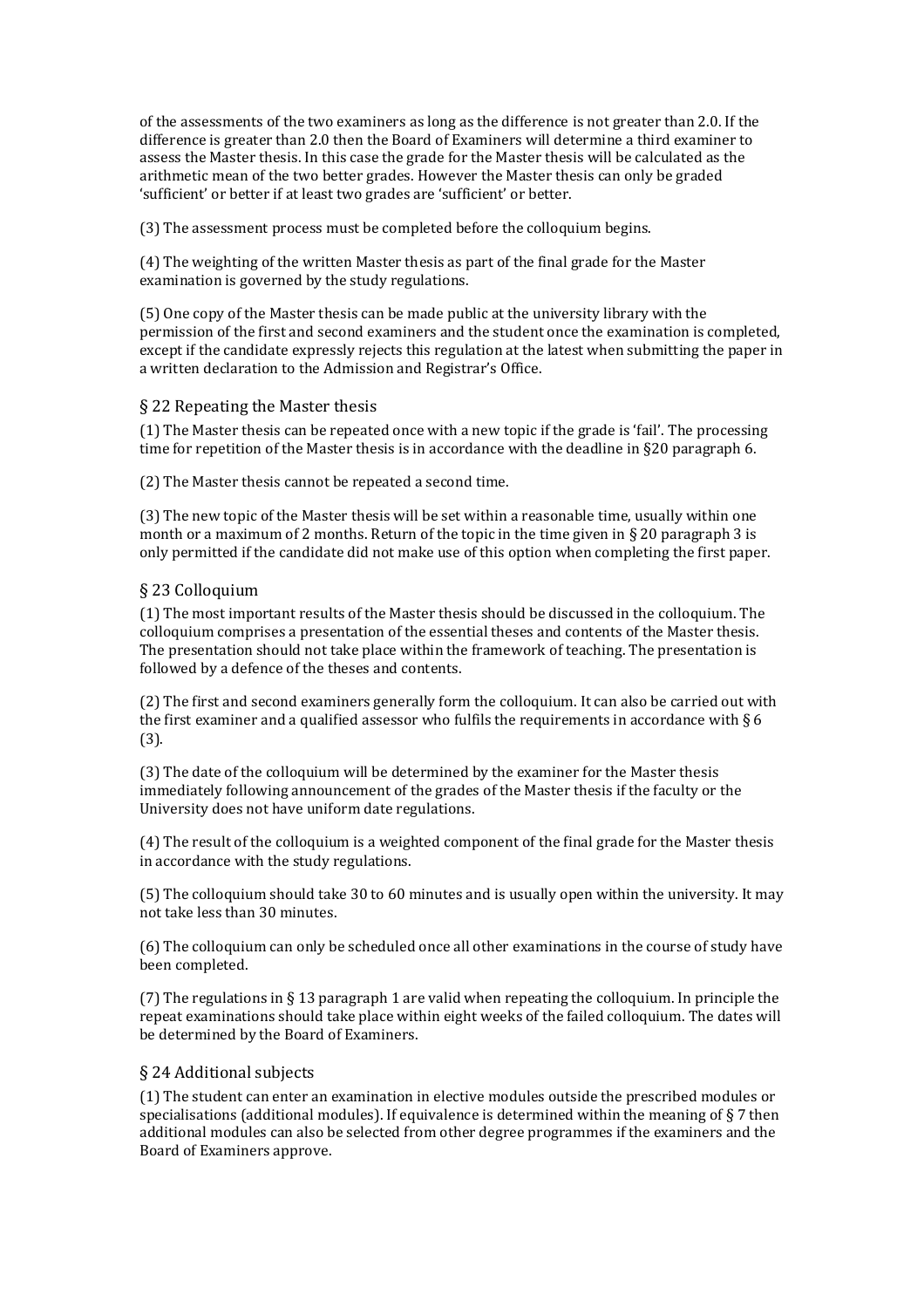of the assessments of the two examiners as long as the difference is not greater than 2.0. If the difference is greater than 2.0 then the Board of Examiners will determine a third examiner to assess the Master thesis. In this case the grade for the Master thesis will be calculated as the arithmetic mean of the two better grades. However the Master thesis can only be graded 'sufficient' or better if at least two grades are 'sufficient' or better.

(3) The assessment process must be completed before the colloquium begins.

(4) The weighting of the written Master thesis as part of the final grade for the Master examination is governed by the study regulations.

(5) One copy of the Master thesis can be made public at the university library with the permission of the first and second examiners and the student once the examination is completed, except if the candidate expressly rejects this regulation at the latest when submitting the paper in a written declaration to the Admission and Registrar's Office.

### § 22 Repeating the Master thesis

(1) The Master thesis can be repeated once with a new topic if the grade is 'fail'. The processing time for repetition of the Master thesis is in accordance with the deadline in §20 paragraph 6.

(2) The Master thesis cannot be repeated a second time.

(3) The new topic of the Master thesis will be set within a reasonable time, usually within one month or a maximum of 2 months. Return of the topic in the time given in § 20 paragraph 3 is only permitted if the candidate did not make use of this option when completing the first paper.

### § 23 Colloquium

(1) The most important results of the Master thesis should be discussed in the colloquium. The colloquium comprises a presentation of the essential theses and contents of the Master thesis. The presentation should not take place within the framework of teaching. The presentation is followed by a defence of the theses and contents.

(2) The first and second examiners generally form the colloquium. It can also be carried out with the first examiner and a qualified assessor who fulfils the requirements in accordance with § 6 (3).

(3) The date of the colloquium will be determined by the examiner for the Master thesis immediately following announcement of the grades of the Master thesis if the faculty or the University does not have uniform date regulations.

(4) The result of the colloquium is a weighted component of the final grade for the Master thesis in accordance with the study regulations.

(5) The colloquium should take 30 to 60 minutes and is usually open within the university. It may not take less than 30 minutes.

(6) The colloquium can only be scheduled once all other examinations in the course of study have been completed.

(7) The regulations in § 13 paragraph 1 are valid when repeating the colloquium. In principle the repeat examinations should take place within eight weeks of the failed colloquium. The dates will be determined by the Board of Examiners.

### § 24 Additional subjects

(1) The student can enter an examination in elective modules outside the prescribed modules or specialisations (additional modules). If equivalence is determined within the meaning of § 7 then additional modules can also be selected from other degree programmes if the examiners and the Board of Examiners approve.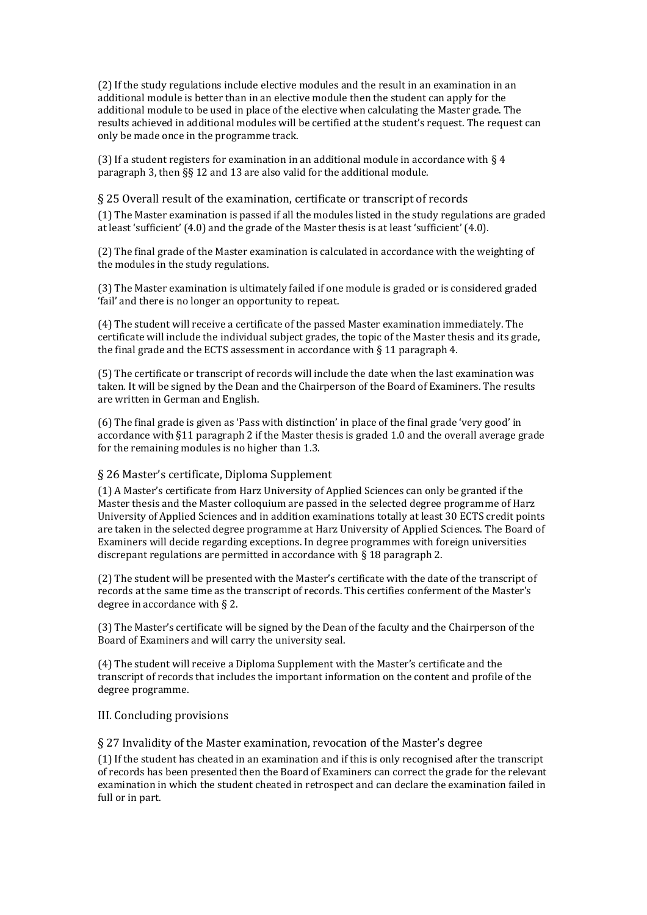(2) If the study regulations include elective modules and the result in an examination in an additional module is better than in an elective module then the student can apply for the additional module to be used in place of the elective when calculating the Master grade. The results achieved in additional modules will be certified at the student's request. The request can only be made once in the programme track.

(3) If a student registers for examination in an additional module in accordance with § 4 paragraph 3, then §§ 12 and 13 are also valid for the additional module.

### § 25 Overall result of the examination, certificate or transcript of records

(1) The Master examination is passed if all the modules listed in the study regulations are graded at least 'sufficient' (4.0) and the grade of the Master thesis is at least 'sufficient' (4.0).

(2) The final grade of the Master examination is calculated in accordance with the weighting of the modules in the study regulations.

(3) The Master examination is ultimately failed if one module is graded or is considered graded 'fail' and there is no longer an opportunity to repeat.

(4) The student will receive a certificate of the passed Master examination immediately. The certificate will include the individual subject grades, the topic of the Master thesis and its grade, the final grade and the ECTS assessment in accordance with § 11 paragraph 4.

(5) The certificate or transcript of records will include the date when the last examination was taken. It will be signed by the Dean and the Chairperson of the Board of Examiners. The results are written in German and English.

(6) The final grade is given as 'Pass with distinction' in place of the final grade 'very good' in accordance with §11 paragraph 2 if the Master thesis is graded 1.0 and the overall average grade for the remaining modules is no higher than 1.3.

### § 26 Master's certificate, Diploma Supplement

(1) A Master's certificate from Harz University of Applied Sciences can only be granted if the Master thesis and the Master colloquium are passed in the selected degree programme of Harz University of Applied Sciences and in addition examinations totally at least 30 ECTS credit points are taken in the selected degree programme at Harz University of Applied Sciences. The Board of Examiners will decide regarding exceptions. In degree programmes with foreign universities discrepant regulations are permitted in accordance with § 18 paragraph 2.

(2) The student will be presented with the Master's certificate with the date of the transcript of records at the same time as the transcript of records. This certifies conferment of the Master's degree in accordance with § 2.

(3) The Master's certificate will be signed by the Dean of the faculty and the Chairperson of the Board of Examiners and will carry the university seal.

(4) The student will receive a Diploma Supplement with the Master's certificate and the transcript of records that includes the important information on the content and profile of the degree programme.

## III. Concluding provisions

### § 27 Invalidity of the Master examination, revocation of the Master's degree

(1) If the student has cheated in an examination and if this is only recognised after the transcript of records has been presented then the Board of Examiners can correct the grade for the relevant examination in which the student cheated in retrospect and can declare the examination failed in full or in part.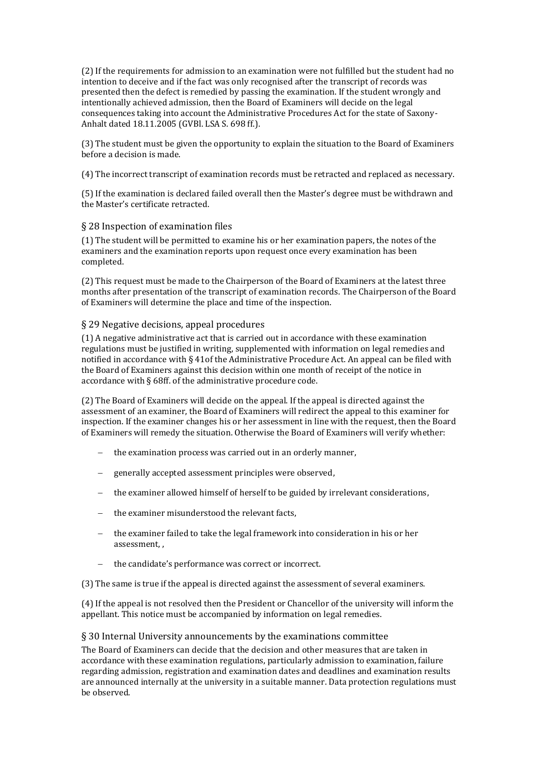(2) If the requirements for admission to an examination were not fulfilled but the student had no intention to deceive and if the fact was only recognised after the transcript of records was presented then the defect is remedied by passing the examination. If the student wrongly and intentionally achieved admission, then the Board of Examiners will decide on the legal consequences taking into account the Administrative Procedures Act for the state of Saxony-Anhalt dated 18.11.2005 (GVBl. LSA S. 698 ff.).

(3) The student must be given the opportunity to explain the situation to the Board of Examiners before a decision is made.

(4) The incorrect transcript of examination records must be retracted and replaced as necessary.

(5) If the examination is declared failed overall then the Master's degree must be withdrawn and the Master's certificate retracted.

## § 28 Inspection of examination files

(1) The student will be permitted to examine his or her examination papers, the notes of the examiners and the examination reports upon request once every examination has been completed.

(2) This request must be made to the Chairperson of the Board of Examiners at the latest three months after presentation of the transcript of examination records. The Chairperson of the Board of Examiners will determine the place and time of the inspection.

## § 29 Negative decisions, appeal procedures

(1) A negative administrative act that is carried out in accordance with these examination regulations must be justified in writing, supplemented with information on legal remedies and notified in accordance with § 41of the Administrative Procedure Act. An appeal can be filed with the Board of Examiners against this decision within one month of receipt of the notice in accordance with § 68ff. of the administrative procedure code.

(2) The Board of Examiners will decide on the appeal. If the appeal is directed against the assessment of an examiner, the Board of Examiners will redirect the appeal to this examiner for inspection. If the examiner changes his or her assessment in line with the request, then the Board of Examiners will remedy the situation. Otherwise the Board of Examiners will verify whether:

- the examination process was carried out in an orderly manner,
- generally accepted assessment principles were observed,
- the examiner allowed himself of herself to be guided by irrelevant considerations,
- the examiner misunderstood the relevant facts,
- the examiner failed to take the legal framework into consideration in his or her assessment, ,
- the candidate's performance was correct or incorrect.

(3) The same is true if the appeal is directed against the assessment of several examiners.

(4) If the appeal is not resolved then the President or Chancellor of the university will inform the appellant. This notice must be accompanied by information on legal remedies.

## § 30 Internal University announcements by the examinations committee

The Board of Examiners can decide that the decision and other measures that are taken in accordance with these examination regulations, particularly admission to examination, failure regarding admission, registration and examination dates and deadlines and examination results are announced internally at the university in a suitable manner. Data protection regulations must be observed.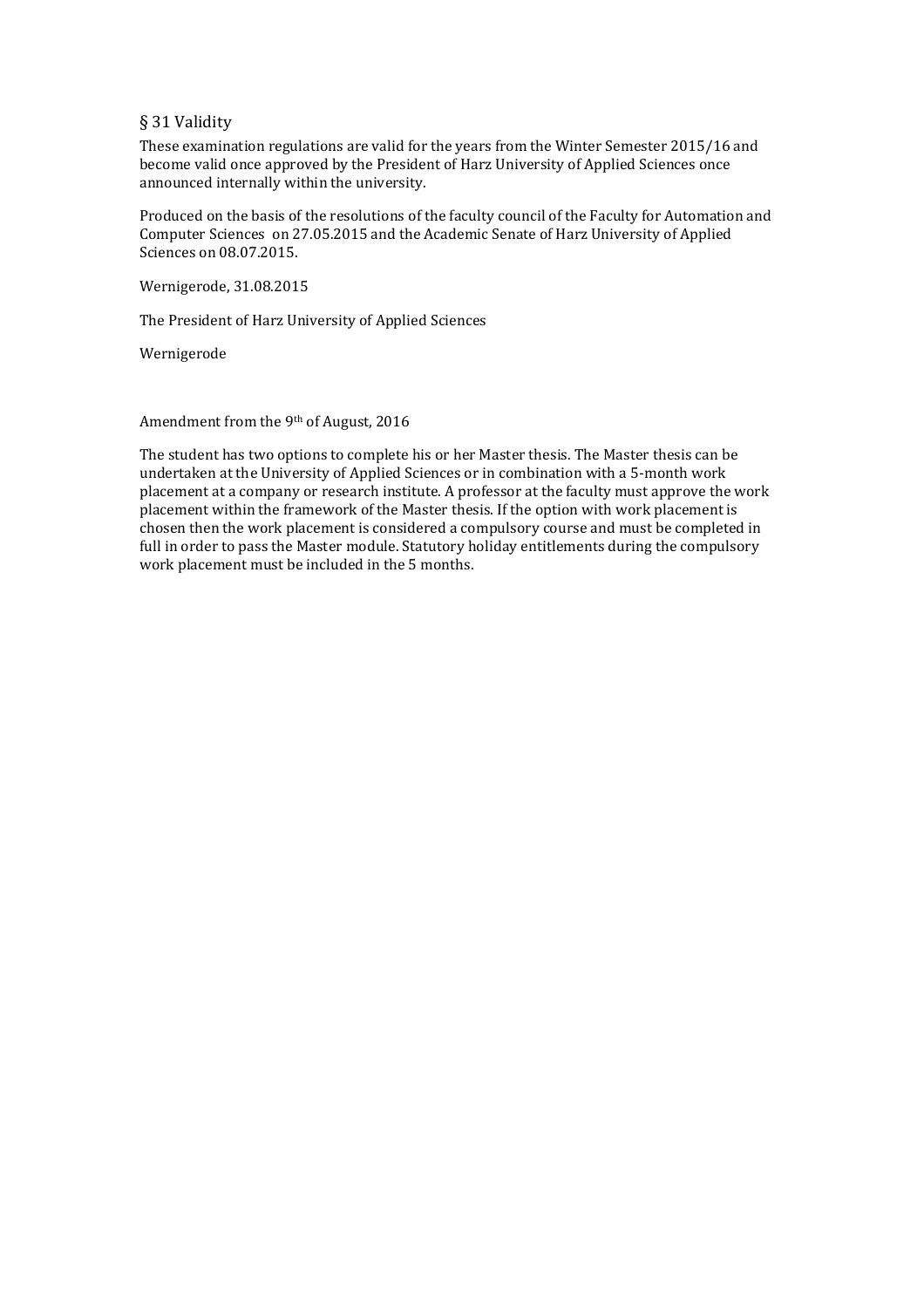## § 31 Validity

These examination regulations are valid for the years from the Winter Semester 2015/16 and become valid once approved by the President of Harz University of Applied Sciences once announced internally within the university.

Produced on the basis of the resolutions of the faculty council of the Faculty for Automation and Computer Sciences on 27.05.2015 and the Academic Senate of Harz University of Applied Sciences on 08.07.2015.

Wernigerode, 31.08.2015

The President of Harz University of Applied Sciences

Wernigerode

Amendment from the 9th of August, 2016

The student has two options to complete his or her Master thesis. The Master thesis can be undertaken at the University of Applied Sciences or in combination with a 5-month work placement at a company or research institute. A professor at the faculty must approve the work placement within the framework of the Master thesis. If the option with work placement is chosen then the work placement is considered a compulsory course and must be completed in full in order to pass the Master module. Statutory holiday entitlements during the compulsory work placement must be included in the 5 months.